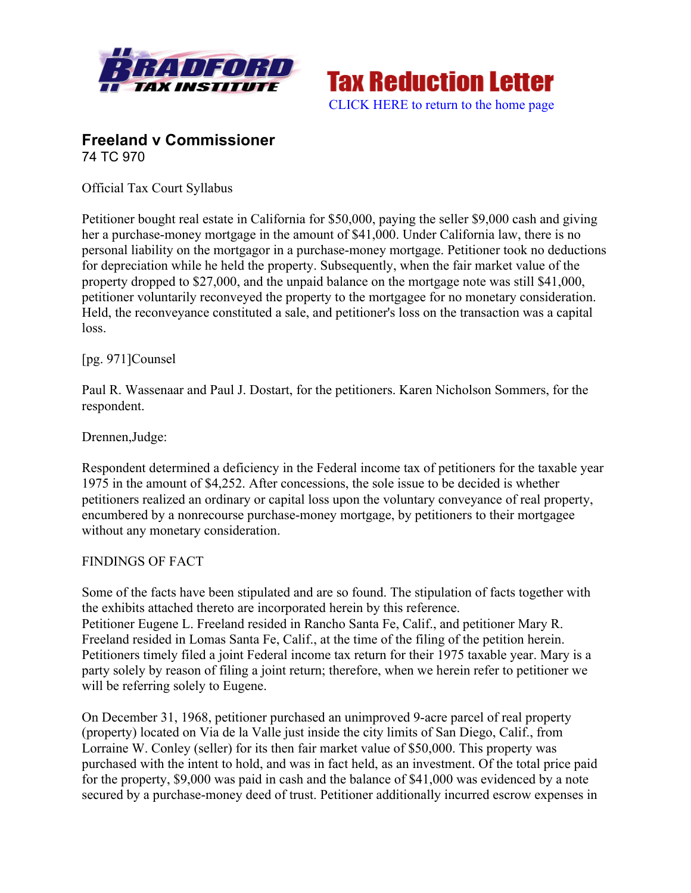Tax Reduction Letter

CLICK HERE to return to the home page

## Freeland v Commissioner

74 TC 970

Official Tax Court Syllabus

Petitioner bought real estate in California for $50,000, paying the seller $9,000 cash and giving her a purchase-money mortgage in the amount of $41,000. Under California law, there is no personal liability on the mortgagor in a purchase-money mortgage. Petitioner took no deductions for depreciation while he held the property. Subsequently, when the fair market value of the property dropped to $27,000, and the unpaid balance on the mortgage note was still $41,000, petitioner voluntarily reconveyed the property to the mortgagee for no monetary consideration. Held, the reconveyance constituted a sale, and petitioner's loss on the transaction was a capital loss.

[pg. 971]Counsel

Paul R. Wassenaar and Paul J. Dostart, for the petitioners. Karen Nicholson Sommers, for the respondent.

Drennen,Judge:

Respondent determined a deficiency in the Federal income tax of petitioners for the taxable year 1975 in the amount of $4,252. After concessions, the sole issue to be decided is whether petitioners realized an ordinary or capital loss upon the voluntary conveyance of real property, encumbered by a nonrecourse purchase-money mortgage, by petitioners to their mortgagee without any monetary consideration.

FINDINGS OF FACT

Some of the facts have been stipulated and are so found. The stipulation of facts together with the exhibits attached thereto are incorporated herein by this reference.
Petitioner Eugene L. Freeland resided in Rancho Santa Fe, Calif., and petitioner Mary R. Freeland resided in Lomas Santa Fe, Calif., at the time of the filing of the petition herein. Petitioners timely filed a joint Federal income tax return for their 1975 taxable year. Mary is a party solely by reason of filing a joint return; therefore, when we herein refer to petitioner we will be referring solely to Eugene.

On December 31, 1968, petitioner purchased an unimproved 9-acre parcel of real property (property) located on Via de la Valle just inside the city limits of San Diego, Calif., from Lorraine W. Conley (seller) for its then fair market value of $50,000. This property was purchased with the intent to hold, and was in fact held, as an investment. Of the total price paid for the property, $9,000 was paid in cash and the balance of $41,000 was evidenced by a note secured by a purchase-money deed of trust. Petitioner additionally incurred escrow expenses in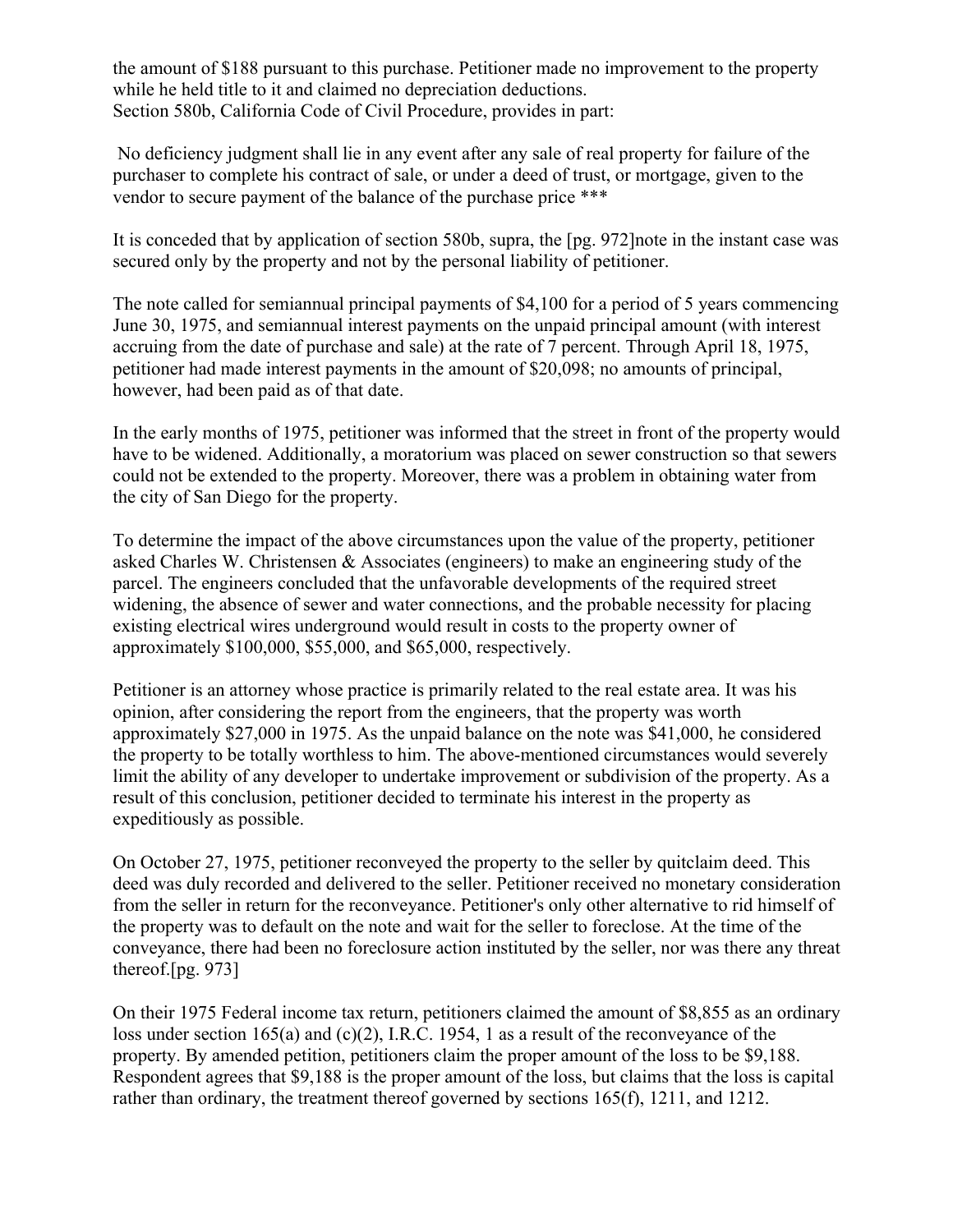the amount of $188 pursuant to this purchase. Petitioner made no improvement to the property while he held title to it and claimed no depreciation deductions.
Section 580b, California Code of Civil Procedure, provides in part:

> No deficiency judgment shall lie in any event after any sale of real property for failure of the purchaser to complete his contract of sale, or under a deed of trust, or mortgage, given to the vendor to secure payment of the balance of the purchase price ***

It is conceded that by application of section 580b, supra, the [pg. 972]note in the instant case was secured only by the property and not by the personal liability of petitioner.

The note called for semiannual principal payments of $4,100 for a period of 5 years commencing June 30, 1975, and semiannual interest payments on the unpaid principal amount (with interest accruing from the date of purchase and sale) at the rate of 7 percent. Through April 18, 1975, petitioner had made interest payments in the amount of $20,098; no amounts of principal, however, had been paid as of that date.

In the early months of 1975, petitioner was informed that the street in front of the property would have to be widened. Additionally, a moratorium was placed on sewer construction so that sewers could not be extended to the property. Moreover, there was a problem in obtaining water from the city of San Diego for the property.

To determine the impact of the above circumstances upon the value of the property, petitioner asked Charles W. Christensen & Associates (engineers) to make an engineering study of the parcel. The engineers concluded that the unfavorable developments of the required street widening, the absence of sewer and water connections, and the probable necessity for placing existing electrical wires underground would result in costs to the property owner of approximately $100,000, $55,000, and $65,000, respectively.

Petitioner is an attorney whose practice is primarily related to the real estate area. It was his opinion, after considering the report from the engineers, that the property was worth approximately $27,000 in 1975. As the unpaid balance on the note was $41,000, he considered the property to be totally worthless to him. The above-mentioned circumstances would severely limit the ability of any developer to undertake improvement or subdivision of the property. As a result of this conclusion, petitioner decided to terminate his interest in the property as expeditiously as possible.

On October 27, 1975, petitioner reconveyed the property to the seller by quitclaim deed. This deed was duly recorded and delivered to the seller. Petitioner received no monetary consideration from the seller in return for the reconveyance. Petitioner's only other alternative to rid himself of the property was to default on the note and wait for the seller to foreclose. At the time of the conveyance, there had been no foreclosure action instituted by the seller, nor was there any threat thereof.[pg. 973]

On their 1975 Federal income tax return, petitioners claimed the amount of $8,855 as an ordinary loss under section 165(a) and (c)(2), I.R.C. 1954, 1 as a result of the reconveyance of the property. By amended petition, petitioners claim the proper amount of the loss to be $9,188. Respondent agrees that $9,188 is the proper amount of the loss, but claims that the loss is capital rather than ordinary, the treatment thereof governed by sections 165(f), 1211, and 1212.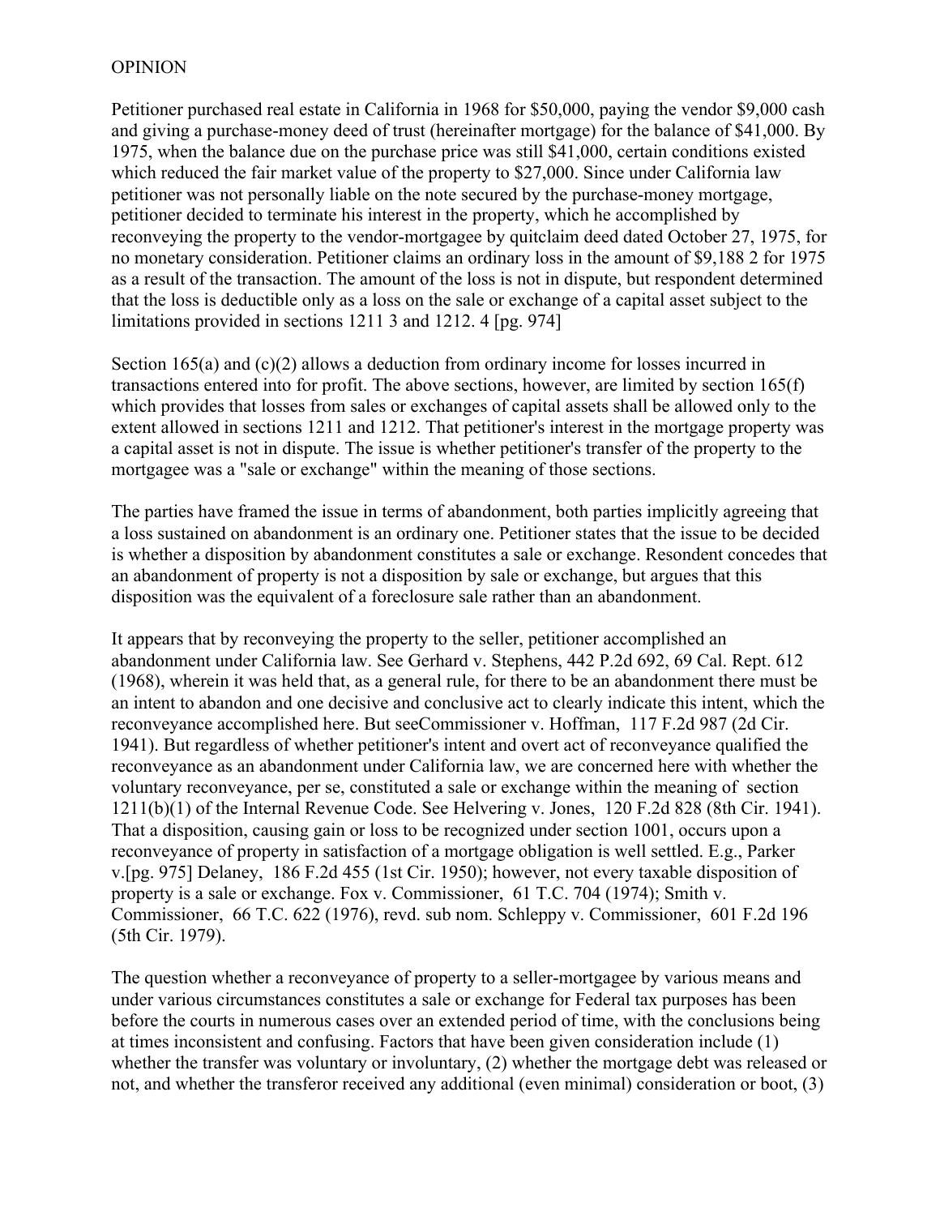OPINION

Petitioner purchased real estate in California in 1968 for $50,000, paying the vendor $9,000 cash and giving a purchase-money deed of trust (hereinafter mortgage) for the balance of $41,000. By 1975, when the balance due on the purchase price was still $41,000, certain conditions existed which reduced the fair market value of the property to $27,000. Since under California law petitioner was not personally liable on the note secured by the purchase-money mortgage, petitioner decided to terminate his interest in the property, which he accomplished by reconveying the property to the vendor-mortgagee by quitclaim deed dated October 27, 1975, for no monetary consideration. Petitioner claims an ordinary loss in the amount of $9,188 [2] for 1975 as a result of the transaction. The amount of the loss is not in dispute, but respondent determined that the loss is deductible only as a loss on the sale or exchange of a capital asset subject to the limitations provided in sections 1211 [3] and 1212. [4] [pg. 974]

Section 165(a) and (c)(2) allows a deduction from ordinary income for losses incurred in transactions entered into for profit. The above sections, however, are limited by section 165(f) which provides that losses from sales or exchanges of capital assets shall be allowed only to the extent allowed in sections 1211 and 1212. That petitioner's interest in the mortgage property was a capital asset is not in dispute. The issue is whether petitioner's transfer of the property to the mortgagee was a "sale or exchange" within the meaning of those sections.

The parties have framed the issue in terms of abandonment, both parties implicitly agreeing that a loss sustained on abandonment is an ordinary one. Petitioner states that the issue to be decided is whether a disposition by abandonment constitutes a sale or exchange. Resondent concedes that an abandonment of property is not a disposition by sale or exchange, but argues that this disposition was the equivalent of a foreclosure sale rather than an abandonment.

It appears that by reconveying the property to the seller, petitioner accomplished an abandonment under California law. See Gerhard v. Stephens, 442 P.2d 692, 69 Cal. Rept. 612 (1968), wherein it was held that, as a general rule, for there to be an abandonment there must be an intent to abandon and one decisive and conclusive act to clearly indicate this intent, which the reconveyance accomplished here. But seeCommissioner v. Hoffman, 117 F.2d 987 (2d Cir. 1941). But regardless of whether petitioner's intent and overt act of reconveyance qualified the reconveyance as an abandonment under California law, we are concerned here with whether the voluntary reconveyance, per se, constituted a sale or exchange within the meaning of section 1211(b)(1) of the Internal Revenue Code. See Helvering v. Jones, 120 F.2d 828 (8th Cir. 1941). That a disposition, causing gain or loss to be recognized under section 1001, occurs upon a reconveyance of property in satisfaction of a mortgage obligation is well settled. E.g., Parker v.[pg. 975] Delaney, 186 F.2d 455 (1st Cir. 1950); however, not every taxable disposition of property is a sale or exchange. Fox v. Commissioner, 61 T.C. 704 (1974); Smith v. Commissioner, 66 T.C. 622 (1976), revd. sub nom. Schleppy v. Commissioner, 601 F.2d 196 (5th Cir. 1979).

The question whether a reconveyance of property to a seller-mortgagee by various means and under various circumstances constitutes a sale or exchange for Federal tax purposes has been before the courts in numerous cases over an extended period of time, with the conclusions being at times inconsistent and confusing. Factors that have been given consideration include (1) whether the transfer was voluntary or involuntary, (2) whether the mortgage debt was released or not, and whether the transferor received any additional (even minimal) consideration or boot, (3)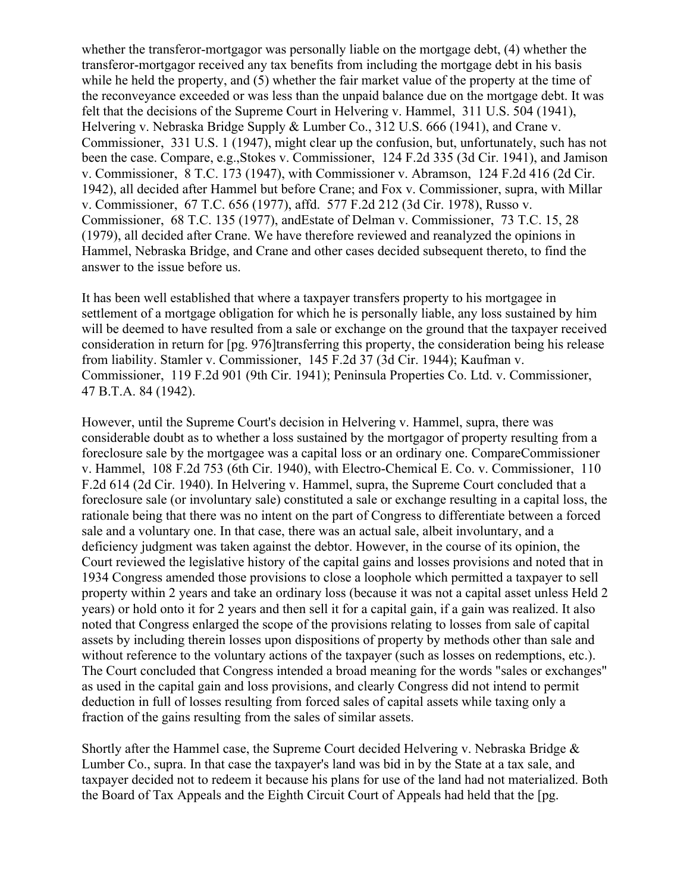whether the transferor-mortgagor was personally liable on the mortgage debt, (4) whether the transferor-mortgagor received any tax benefits from including the mortgage debt in his basis while he held the property, and (5) whether the fair market value of the property at the time of the reconveyance exceeded or was less than the unpaid balance due on the mortgage debt. It was felt that the decisions of the Supreme Court in Helvering v. Hammel, 311 U.S. 504 (1941), Helvering v. Nebraska Bridge Supply & Lumber Co., 312 U.S. 666 (1941), and Crane v. Commissioner, 331 U.S. 1 (1947), might clear up the confusion, but, unfortunately, such has not been the case. Compare, e.g.,Stokes v. Commissioner, 124 F.2d 335 (3d Cir. 1941), and Jamison v. Commissioner, 8 T.C. 173 (1947), with Commissioner v. Abramson, 124 F.2d 416 (2d Cir. 1942), all decided after Hammel but before Crane; and Fox v. Commissioner, supra, with Millar v. Commissioner, 67 T.C. 656 (1977), affd. 577 F.2d 212 (3d Cir. 1978), Russo v. Commissioner, 68 T.C. 135 (1977), andEstate of Delman v. Commissioner, 73 T.C. 15, 28 (1979), all decided after Crane. We have therefore reviewed and reanalyzed the opinions in Hammel, Nebraska Bridge, and Crane and other cases decided subsequent thereto, to find the answer to the issue before us.

It has been well established that where a taxpayer transfers property to his mortgagee in settlement of a mortgage obligation for which he is personally liable, any loss sustained by him will be deemed to have resulted from a sale or exchange on the ground that the taxpayer received consideration in return for [pg. 976]transferring this property, the consideration being his release from liability. Stamler v. Commissioner, 145 F.2d 37 (3d Cir. 1944); Kaufman v. Commissioner, 119 F.2d 901 (9th Cir. 1941); Peninsula Properties Co. Ltd. v. Commissioner, 47 B.T.A. 84 (1942).

However, until the Supreme Court's decision in Helvering v. Hammel, supra, there was considerable doubt as to whether a loss sustained by the mortgagor of property resulting from a foreclosure sale by the mortgagee was a capital loss or an ordinary one. CompareCommissioner v. Hammel, 108 F.2d 753 (6th Cir. 1940), with Electro-Chemical E. Co. v. Commissioner, 110 F.2d 614 (2d Cir. 1940). In Helvering v. Hammel, supra, the Supreme Court concluded that a foreclosure sale (or involuntary sale) constituted a sale or exchange resulting in a capital loss, the rationale being that there was no intent on the part of Congress to differentiate between a forced sale and a voluntary one. In that case, there was an actual sale, albeit involuntary, and a deficiency judgment was taken against the debtor. However, in the course of its opinion, the Court reviewed the legislative history of the capital gains and losses provisions and noted that in 1934 Congress amended those provisions to close a loophole which permitted a taxpayer to sell property within 2 years and take an ordinary loss (because it was not a capital asset unless Held 2 years) or hold onto it for 2 years and then sell it for a capital gain, if a gain was realized. It also noted that Congress enlarged the scope of the provisions relating to losses from sale of capital assets by including therein losses upon dispositions of property by methods other than sale and without reference to the voluntary actions of the taxpayer (such as losses on redemptions, etc.). The Court concluded that Congress intended a broad meaning for the words "sales or exchanges" as used in the capital gain and loss provisions, and clearly Congress did not intend to permit deduction in full of losses resulting from forced sales of capital assets while taxing only a fraction of the gains resulting from the sales of similar assets.

Shortly after the Hammel case, the Supreme Court decided Helvering v. Nebraska Bridge & Lumber Co., supra. In that case the taxpayer's land was bid in by the State at a tax sale, and taxpayer decided not to redeem it because his plans for use of the land had not materialized. Both the Board of Tax Appeals and the Eighth Circuit Court of Appeals had held that the [pg.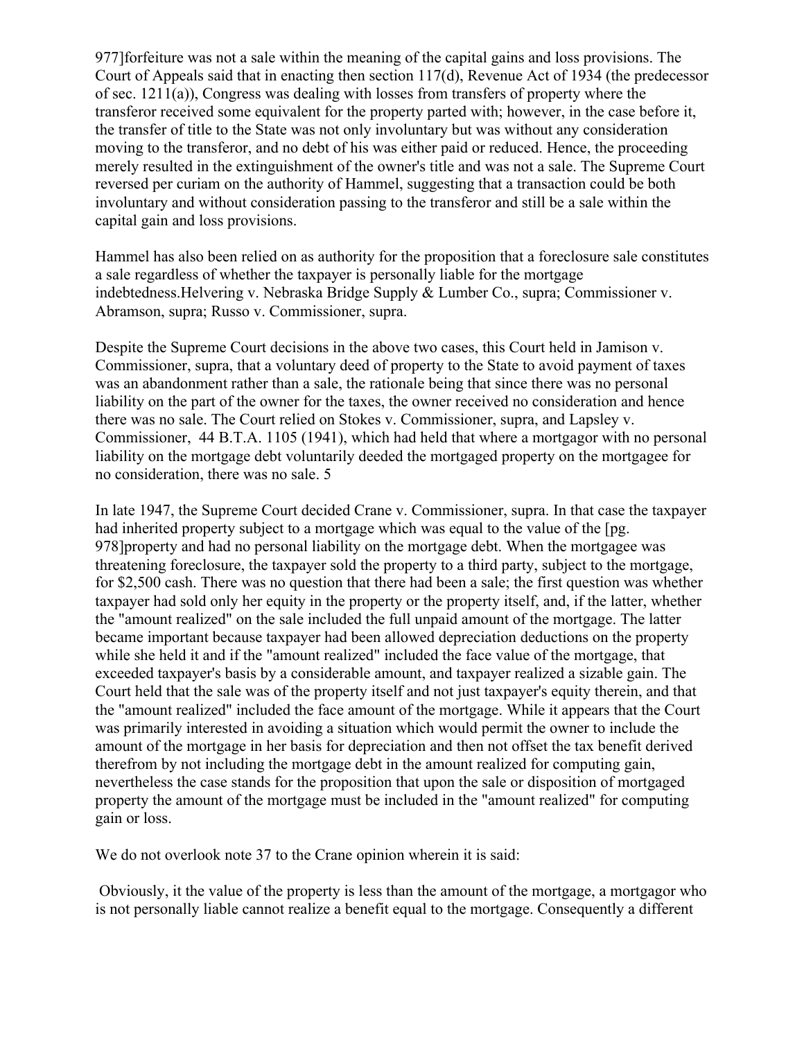977]forfeiture was not a sale within the meaning of the capital gains and loss provisions. The Court of Appeals said that in enacting then section 117(d), Revenue Act of 1934 (the predecessor of sec. 1211(a)), Congress was dealing with losses from transfers of property where the transferor received some equivalent for the property parted with; however, in the case before it, the transfer of title to the State was not only involuntary but was without any consideration moving to the transferor, and no debt of his was either paid or reduced. Hence, the proceeding merely resulted in the extinguishment of the owner's title and was not a sale. The Supreme Court reversed per curiam on the authority of Hammel, suggesting that a transaction could be both involuntary and without consideration passing to the transferor and still be a sale within the capital gain and loss provisions.

Hammel has also been relied on as authority for the proposition that a foreclosure sale constitutes a sale regardless of whether the taxpayer is personally liable for the mortgage indebtedness.Helvering v. Nebraska Bridge Supply & Lumber Co., supra; Commissioner v. Abramson, supra; Russo v. Commissioner, supra.

Despite the Supreme Court decisions in the above two cases, this Court held in Jamison v. Commissioner, supra, that a voluntary deed of property to the State to avoid payment of taxes was an abandonment rather than a sale, the rationale being that since there was no personal liability on the part of the owner for the taxes, the owner received no consideration and hence there was no sale. The Court relied on Stokes v. Commissioner, supra, and Lapsley v. Commissioner, 44 B.T.A. 1105 (1941), which had held that where a mortgagor with no personal liability on the mortgage debt voluntarily deeded the mortgaged property on the mortgagee for no consideration, there was no sale. 5

In late 1947, the Supreme Court decided Crane v. Commissioner, supra. In that case the taxpayer had inherited property subject to a mortgage which was equal to the value of the [pg. 978]property and had no personal liability on the mortgage debt. When the mortgagee was threatening foreclosure, the taxpayer sold the property to a third party, subject to the mortgage, for $2,500 cash. There was no question that there had been a sale; the first question was whether taxpayer had sold only her equity in the property or the property itself, and, if the latter, whether the "amount realized" on the sale included the full unpaid amount of the mortgage. The latter became important because taxpayer had been allowed depreciation deductions on the property while she held it and if the "amount realized" included the face value of the mortgage, that exceeded taxpayer's basis by a considerable amount, and taxpayer realized a sizable gain. The Court held that the sale was of the property itself and not just taxpayer's equity therein, and that the "amount realized" included the face amount of the mortgage. While it appears that the Court was primarily interested in avoiding a situation which would permit the owner to include the amount of the mortgage in her basis for depreciation and then not offset the tax benefit derived therefrom by not including the mortgage debt in the amount realized for computing gain, nevertheless the case stands for the proposition that upon the sale or disposition of mortgaged property the amount of the mortgage must be included in the "amount realized" for computing gain or loss.

We do not overlook note 37 to the Crane opinion wherein it is said:

Obviously, it the value of the property is less than the amount of the mortgage, a mortgagor who is not personally liable cannot realize a benefit equal to the mortgage. Consequently a different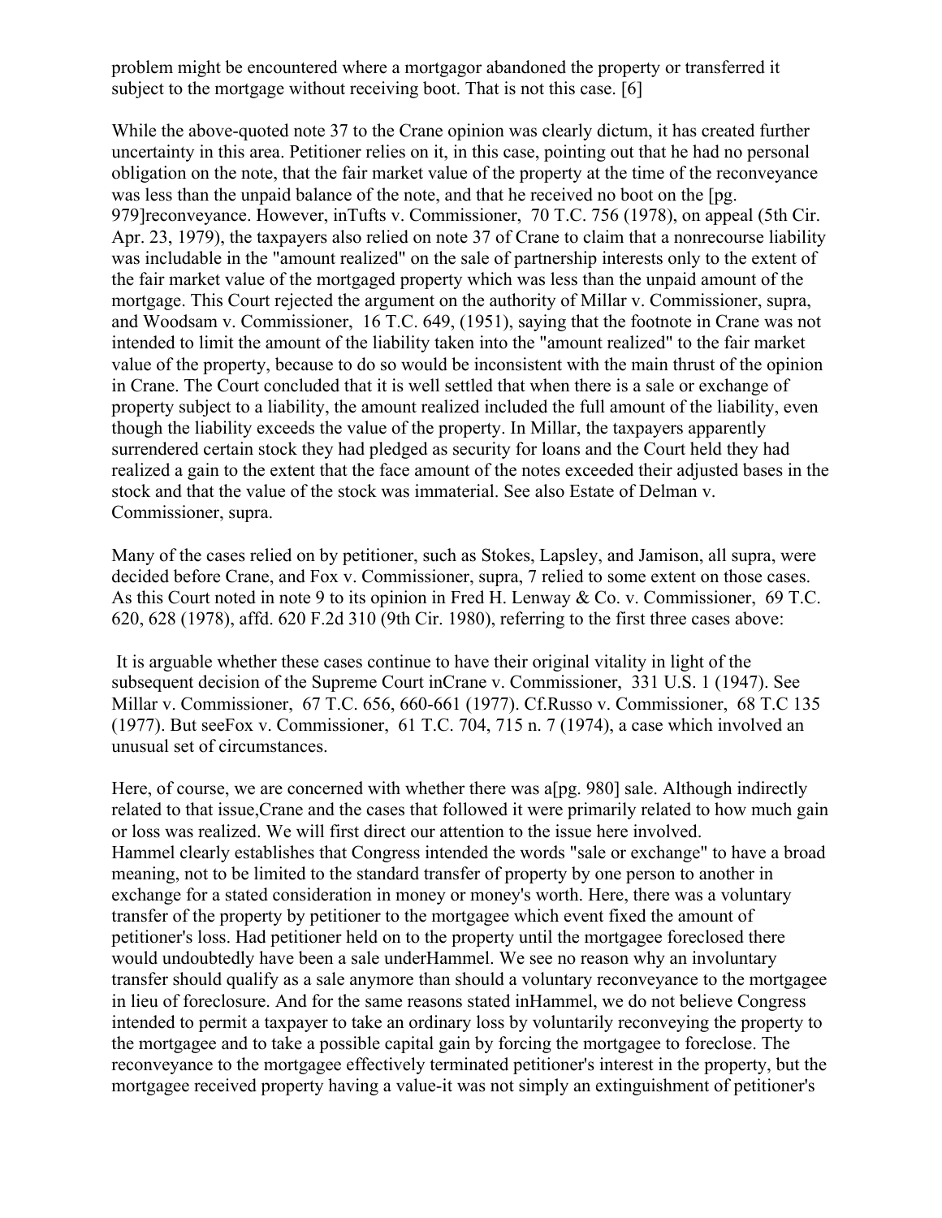problem might be encountered where a mortgagor abandoned the property or transferred it subject to the mortgage without receiving boot. That is not this case. [6]

While the above-quoted note 37 to the Crane opinion was clearly dictum, it has created further uncertainty in this area. Petitioner relies on it, in this case, pointing out that he had no personal obligation on the note, that the fair market value of the property at the time of the reconveyance was less than the unpaid balance of the note, and that he received no boot on the [pg. 979]reconveyance. However, inTufts v. Commissioner, 70 T.C. 756 (1978), on appeal (5th Cir. Apr. 23, 1979), the taxpayers also relied on note 37 of Crane to claim that a nonrecourse liability was includable in the "amount realized" on the sale of partnership interests only to the extent of the fair market value of the mortgaged property which was less than the unpaid amount of the mortgage. This Court rejected the argument on the authority of Millar v. Commissioner, supra, and Woodsam v. Commissioner, 16 T.C. 649, (1951), saying that the footnote in Crane was not intended to limit the amount of the liability taken into the "amount realized" to the fair market value of the property, because to do so would be inconsistent with the main thrust of the opinion in Crane. The Court concluded that it is well settled that when there is a sale or exchange of property subject to a liability, the amount realized included the full amount of the liability, even though the liability exceeds the value of the property. In Millar, the taxpayers apparently surrendered certain stock they had pledged as security for loans and the Court held they had realized a gain to the extent that the face amount of the notes exceeded their adjusted bases in the stock and that the value of the stock was immaterial. See also Estate of Delman v. Commissioner, supra.

Many of the cases relied on by petitioner, such as Stokes, Lapsley, and Jamison, all supra, were decided before Crane, and Fox v. Commissioner, supra, 7 relied to some extent on those cases. As this Court noted in note 9 to its opinion in Fred H. Lenway & Co. v. Commissioner, 69 T.C. 620, 628 (1978), affd. 620 F.2d 310 (9th Cir. 1980), referring to the first three cases above:

> It is arguable whether these cases continue to have their original vitality in light of the subsequent decision of the Supreme Court inCrane v. Commissioner, 331 U.S. 1 (1947). See Millar v. Commissioner, 67 T.C. 656, 660-661 (1977). Cf.Russo v. Commissioner, 68 T.C 135 (1977). But seeFox v. Commissioner, 61 T.C. 704, 715 n. 7 (1974), a case which involved an unusual set of circumstances.

Here, of course, we are concerned with whether there was a[pg. 980] sale. Although indirectly related to that issue,Crane and the cases that followed it were primarily related to how much gain or loss was realized. We will first direct our attention to the issue here involved.
Hammel clearly establishes that Congress intended the words "sale or exchange" to have a broad meaning, not to be limited to the standard transfer of property by one person to another in exchange for a stated consideration in money or money's worth. Here, there was a voluntary transfer of the property by petitioner to the mortgagee which event fixed the amount of petitioner's loss. Had petitioner held on to the property until the mortgagee foreclosed there would undoubtedly have been a sale underHammel. We see no reason why an involuntary transfer should qualify as a sale anymore than should a voluntary reconveyance to the mortgagee in lieu of foreclosure. And for the same reasons stated inHammel, we do not believe Congress intended to permit a taxpayer to take an ordinary loss by voluntarily reconveying the property to the mortgagee and to take a possible capital gain by forcing the mortgagee to foreclose. The reconveyance to the mortgagee effectively terminated petitioner's interest in the property, but the mortgagee received property having a value-it was not simply an extinguishment of petitioner's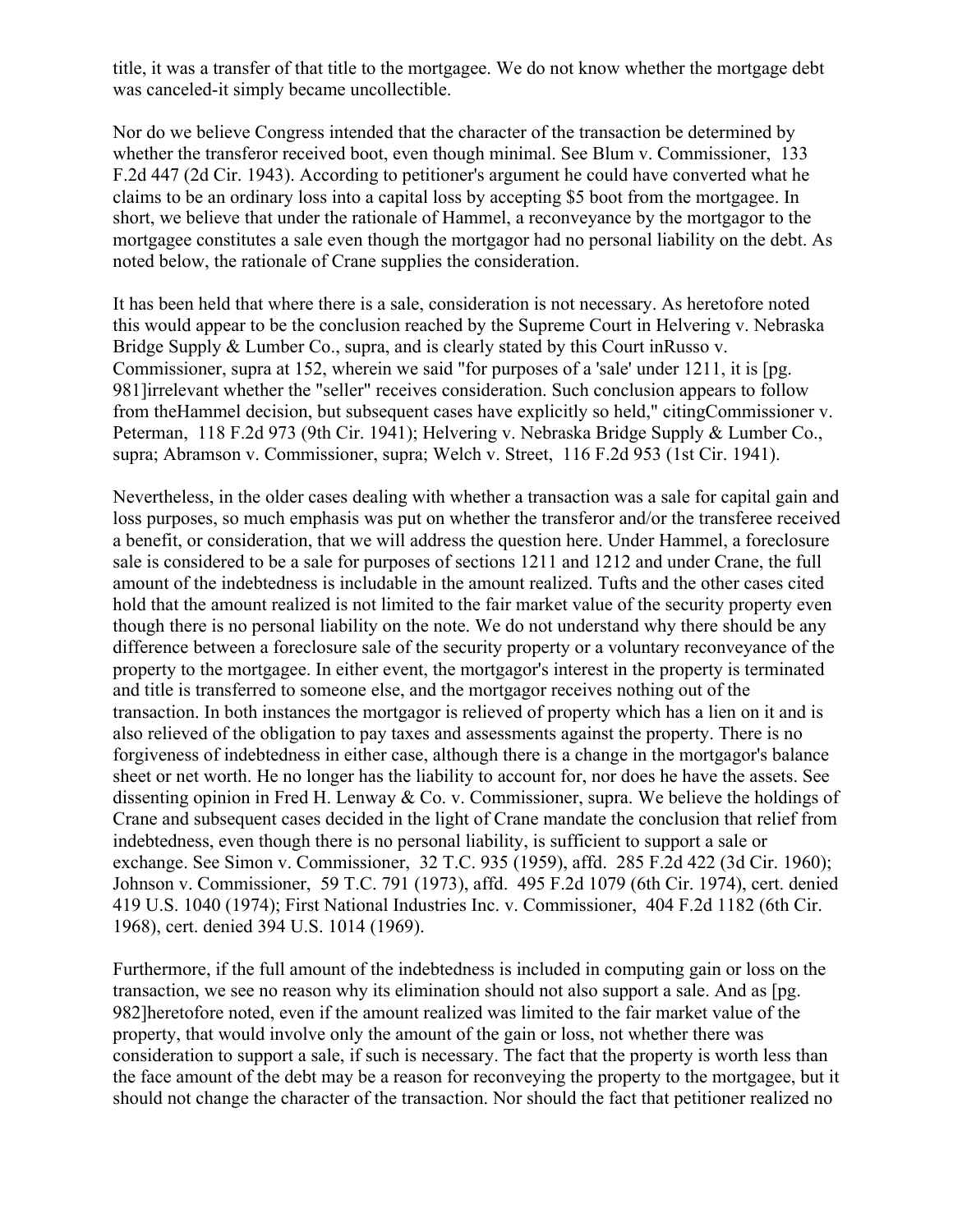title, it was a transfer of that title to the mortgagee. We do not know whether the mortgage debt was canceled-it simply became uncollectible.

Nor do we believe Congress intended that the character of the transaction be determined by whether the transferor received boot, even though minimal. See Blum v. Commissioner, 133 F.2d 447 (2d Cir. 1943). According to petitioner's argument he could have converted what he claims to be an ordinary loss into a capital loss by accepting $5 boot from the mortgagee. In short, we believe that under the rationale of Hammel, a reconveyance by the mortgagor to the mortgagee constitutes a sale even though the mortgagor had no personal liability on the debt. As noted below, the rationale of Crane supplies the consideration.

It has been held that where there is a sale, consideration is not necessary. As heretofore noted this would appear to be the conclusion reached by the Supreme Court in Helvering v. Nebraska Bridge Supply & Lumber Co., supra, and is clearly stated by this Court inRusso v. Commissioner, supra at 152, wherein we said "for purposes of a 'sale' under 1211, it is [pg. 981]irrelevant whether the "seller" receives consideration. Such conclusion appears to follow from theHammel decision, but subsequent cases have explicitly so held," citingCommissioner v. Peterman, 118 F.2d 973 (9th Cir. 1941); Helvering v. Nebraska Bridge Supply & Lumber Co., supra; Abramson v. Commissioner, supra; Welch v. Street, 116 F.2d 953 (1st Cir. 1941).

Nevertheless, in the older cases dealing with whether a transaction was a sale for capital gain and loss purposes, so much emphasis was put on whether the transferor and/or the transferee received a benefit, or consideration, that we will address the question here. Under Hammel, a foreclosure sale is considered to be a sale for purposes of sections 1211 and 1212 and under Crane, the full amount of the indebtedness is includable in the amount realized. Tufts and the other cases cited hold that the amount realized is not limited to the fair market value of the security property even though there is no personal liability on the note. We do not understand why there should be any difference between a foreclosure sale of the security property or a voluntary reconveyance of the property to the mortgagee. In either event, the mortgagor's interest in the property is terminated and title is transferred to someone else, and the mortgagor receives nothing out of the transaction. In both instances the mortgagor is relieved of property which has a lien on it and is also relieved of the obligation to pay taxes and assessments against the property. There is no forgiveness of indebtedness in either case, although there is a change in the mortgagor's balance sheet or net worth. He no longer has the liability to account for, nor does he have the assets. See dissenting opinion in Fred H. Lenway & Co. v. Commissioner, supra. We believe the holdings of Crane and subsequent cases decided in the light of Crane mandate the conclusion that relief from indebtedness, even though there is no personal liability, is sufficient to support a sale or exchange. See Simon v. Commissioner, 32 T.C. 935 (1959), affd. 285 F.2d 422 (3d Cir. 1960); Johnson v. Commissioner, 59 T.C. 791 (1973), affd. 495 F.2d 1079 (6th Cir. 1974), cert. denied 419 U.S. 1040 (1974); First National Industries Inc. v. Commissioner, 404 F.2d 1182 (6th Cir. 1968), cert. denied 394 U.S. 1014 (1969).

Furthermore, if the full amount of the indebtedness is included in computing gain or loss on the transaction, we see no reason why its elimination should not also support a sale. And as [pg. 982]heretofore noted, even if the amount realized was limited to the fair market value of the property, that would involve only the amount of the gain or loss, not whether there was consideration to support a sale, if such is necessary. The fact that the property is worth less than the face amount of the debt may be a reason for reconveying the property to the mortgagee, but it should not change the character of the transaction. Nor should the fact that petitioner realized no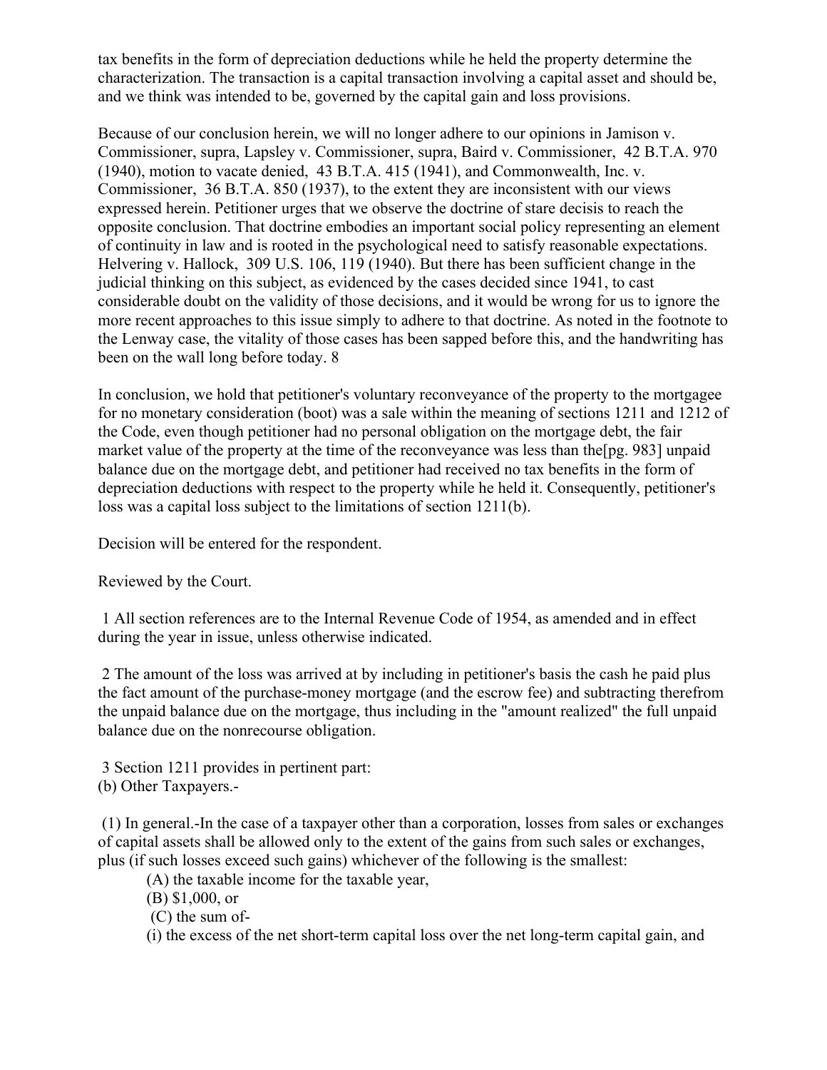tax benefits in the form of depreciation deductions while he held the property determine the characterization. The transaction is a capital transaction involving a capital asset and should be, and we think was intended to be, governed by the capital gain and loss provisions.

Because of our conclusion herein, we will no longer adhere to our opinions in Jamison v. Commissioner, supra, Lapsley v. Commissioner, supra, Baird v. Commissioner, 42 B.T.A. 970 (1940), motion to vacate denied, 43 B.T.A. 415 (1941), and Commonwealth, Inc. v. Commissioner, 36 B.T.A. 850 (1937), to the extent they are inconsistent with our views expressed herein. Petitioner urges that we observe the doctrine of stare decisis to reach the opposite conclusion. That doctrine embodies an important social policy representing an element of continuity in law and is rooted in the psychological need to satisfy reasonable expectations. Helvering v. Hallock, 309 U.S. 106, 119 (1940). But there has been sufficient change in the judicial thinking on this subject, as evidenced by the cases decided since 1941, to cast considerable doubt on the validity of those decisions, and it would be wrong for us to ignore the more recent approaches to this issue simply to adhere to that doctrine. As noted in the footnote to the Lenway case, the vitality of those cases has been sapped before this, and the handwriting has been on the wall long before today. 8

In conclusion, we hold that petitioner's voluntary reconveyance of the property to the mortgagee for no monetary consideration (boot) was a sale within the meaning of sections 1211 and 1212 of the Code, even though petitioner had no personal obligation on the mortgage debt, the fair market value of the property at the time of the reconveyance was less than the[pg. 983] unpaid balance due on the mortgage debt, and petitioner had received no tax benefits in the form of depreciation deductions with respect to the property while he held it. Consequently, petitioner's loss was a capital loss subject to the limitations of section 1211(b).

Decision will be entered for the respondent.

Reviewed by the Court.

1 All section references are to the Internal Revenue Code of 1954, as amended and in effect during the year in issue, unless otherwise indicated.

2 The amount of the loss was arrived at by including in petitioner's basis the cash he paid plus the fact amount of the purchase-money mortgage (and the escrow fee) and subtracting therefrom the unpaid balance due on the mortgage, thus including in the "amount realized" the full unpaid balance due on the nonrecourse obligation.

3 Section 1211 provides in pertinent part:
(b) Other Taxpayers.-

(1) In general.-In the case of a taxpayer other than a corporation, losses from sales or exchanges of capital assets shall be allowed only to the extent of the gains from such sales or exchanges, plus (if such losses exceed such gains) whichever of the following is the smallest:

(A) the taxable income for the taxable year,

(B) $1,000, or

(C) the sum of-

(i) the excess of the net short-term capital loss over the net long-term capital gain, and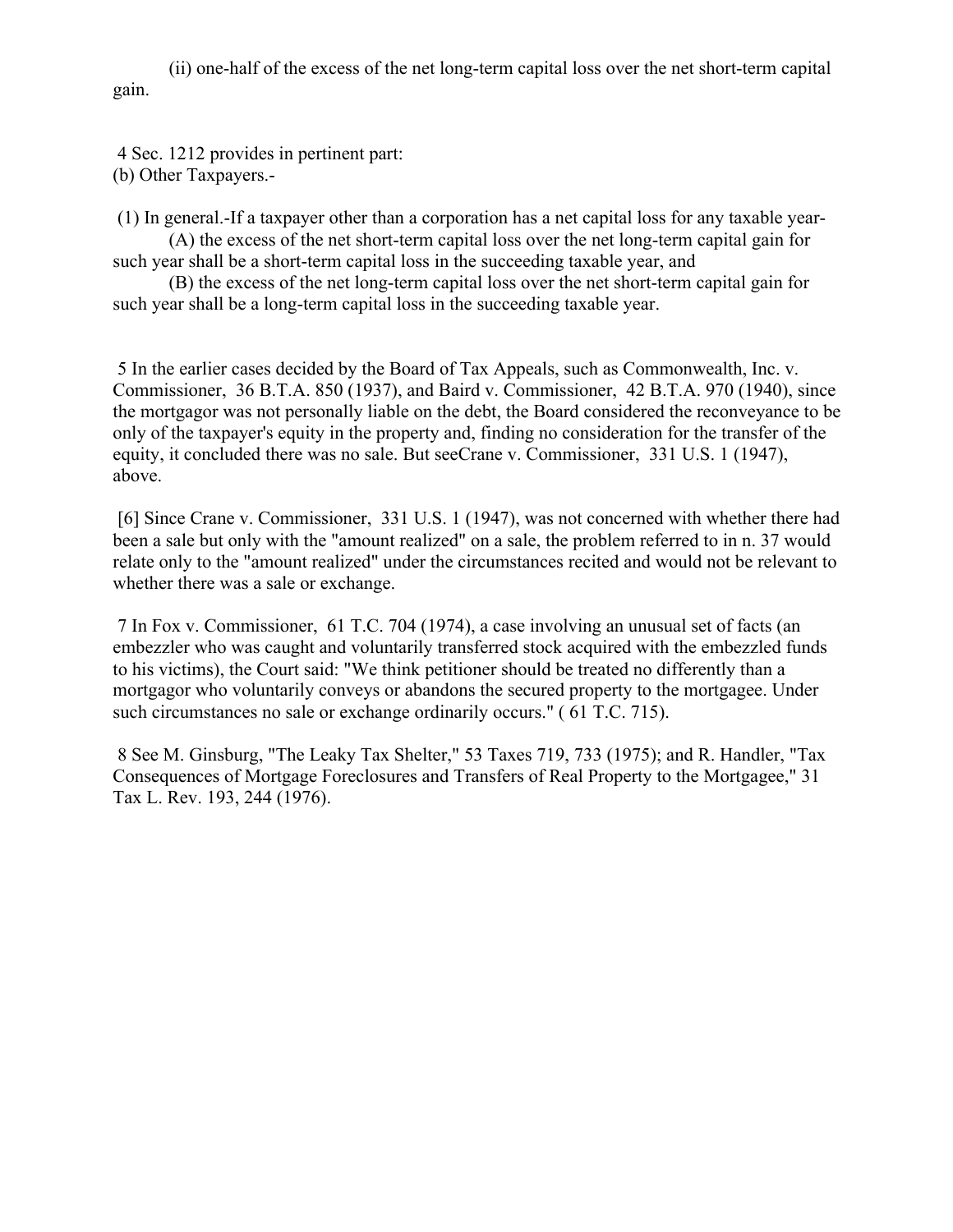(ii) one-half of the excess of the net long-term capital loss over the net short-term capital gain.

4 Sec. 1212 provides in pertinent part:
(b) Other Taxpayers.-

(1) In general.-If a taxpayer other than a corporation has a net capital loss for any taxable year-

(A) the excess of the net short-term capital loss over the net long-term capital gain for such year shall be a short-term capital loss in the succeeding taxable year, and

(B) the excess of the net long-term capital loss over the net short-term capital gain for such year shall be a long-term capital loss in the succeeding taxable year.

5 In the earlier cases decided by the Board of Tax Appeals, such as Commonwealth, Inc. v. Commissioner, 36 B.T.A. 850 (1937), and Baird v. Commissioner, 42 B.T.A. 970 (1940), since the mortgagor was not personally liable on the debt, the Board considered the reconveyance to be only of the taxpayer's equity in the property and, finding no consideration for the transfer of the equity, it concluded there was no sale. But seeCrane v. Commissioner, 331 U.S. 1 (1947), above.

[6] Since Crane v. Commissioner, 331 U.S. 1 (1947), was not concerned with whether there had been a sale but only with the "amount realized" on a sale, the problem referred to in n. 37 would relate only to the "amount realized" under the circumstances recited and would not be relevant to whether there was a sale or exchange.

7 In Fox v. Commissioner, 61 T.C. 704 (1974), a case involving an unusual set of facts (an embezzler who was caught and voluntarily transferred stock acquired with the embezzled funds to his victims), the Court said: "We think petitioner should be treated no differently than a mortgagor who voluntarily conveys or abandons the secured property to the mortgagee. Under such circumstances no sale or exchange ordinarily occurs." ( 61 T.C. 715).

8 See M. Ginsburg, "The Leaky Tax Shelter," 53 Taxes 719, 733 (1975); and R. Handler, "Tax Consequences of Mortgage Foreclosures and Transfers of Real Property to the Mortgagee," 31 Tax L. Rev. 193, 244 (1976).